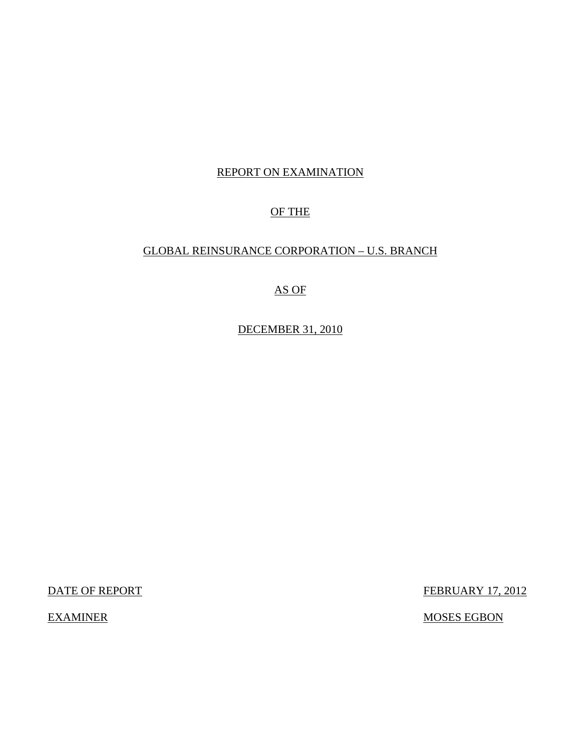REPORT ON EXAMINATION

OF THE

GLOBAL REINSURANCE CORPORATION – U.S. BRANCH

AS OF

DECEMBER 31, 2010

| | |
|---|---|
| DATE OF REPORT | FEBRUARY 17, 2012 |
| EXAMINER | MOSES EGBON |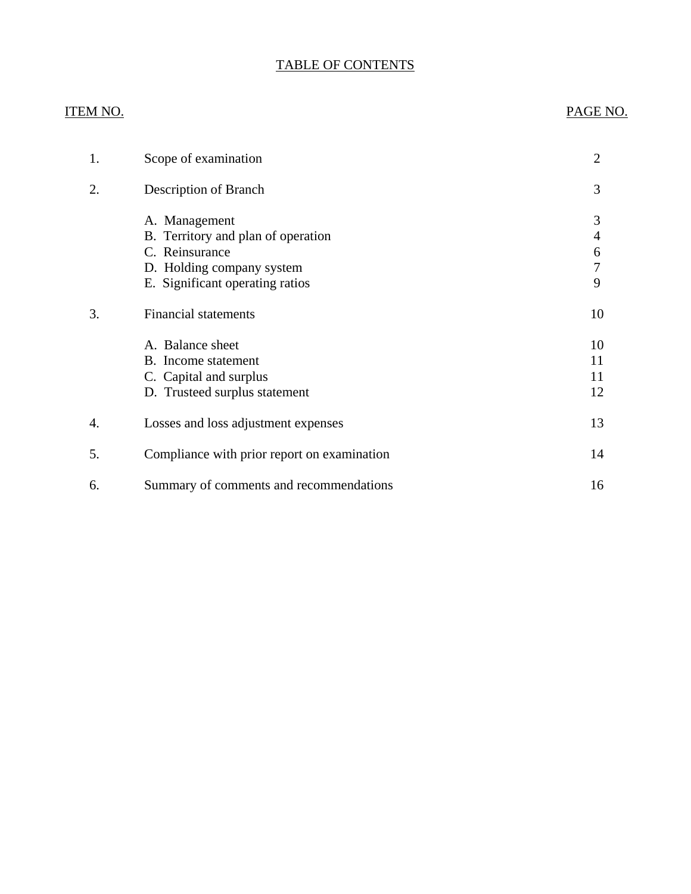# TABLE OF CONTENTS

| ITEM NO. | | PAGE NO. |
|---|---|---|
| 1. | Scope of examination | 2 |
| 2. | Description of Branch | 3 |
| | A. Management | 3 |
| | B. Territory and plan of operation | 4 |
| | C. Reinsurance | 6 |
| | D. Holding company system | 7 |
| | E. Significant operating ratios | 9 |
| 3. | Financial statements | 10 |
| | A. Balance sheet | 10 |
| | B. Income statement | 11 |
| | C. Capital and surplus | 11 |
| | D. Trusteed surplus statement | 12 |
| 4. | Losses and loss adjustment expenses | 13 |
| 5. | Compliance with prior report on examination | 14 |
| 6. | Summary of comments and recommendations | 16 |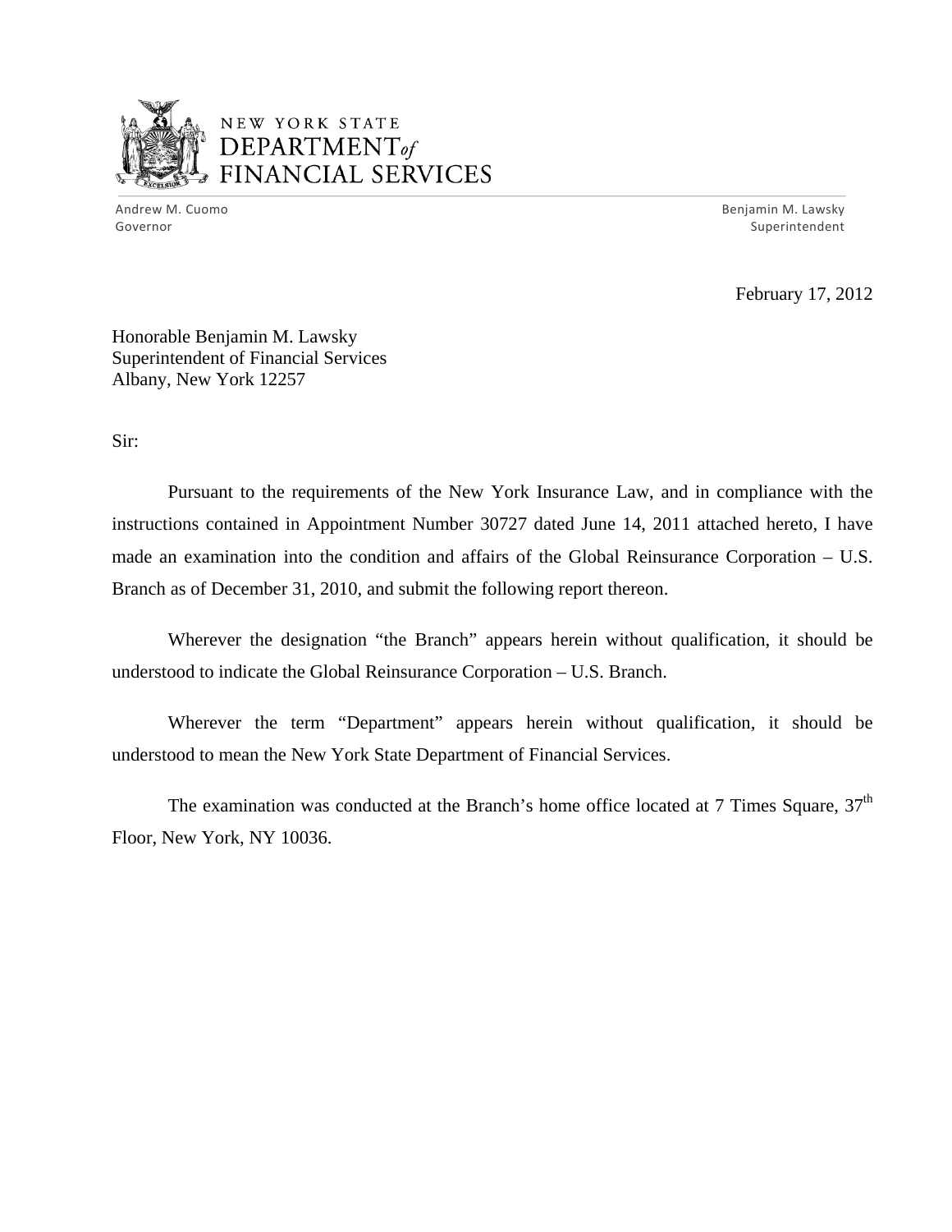NEW YORK STATE
DEPARTMENT *of*
FINANCIAL SERVICES

Andrew M. Cuomo
Governor

Benjamin M. Lawsky
Superintendent

February 17, 2012

Honorable Benjamin M. Lawsky
Superintendent of Financial Services
Albany, New York 12257

Sir:

Pursuant to the requirements of the New York Insurance Law, and in compliance with the instructions contained in Appointment Number 30727 dated June 14, 2011 attached hereto, I have made an examination into the condition and affairs of the Global Reinsurance Corporation – U.S. Branch as of December 31, 2010, and submit the following report thereon.

Wherever the designation "the Branch" appears herein without qualification, it should be understood to indicate the Global Reinsurance Corporation – U.S. Branch.

Wherever the term "Department" appears herein without qualification, it should be understood to mean the New York State Department of Financial Services.

The examination was conducted at the Branch's home office located at 7 Times Square, 37th Floor, New York, NY 10036.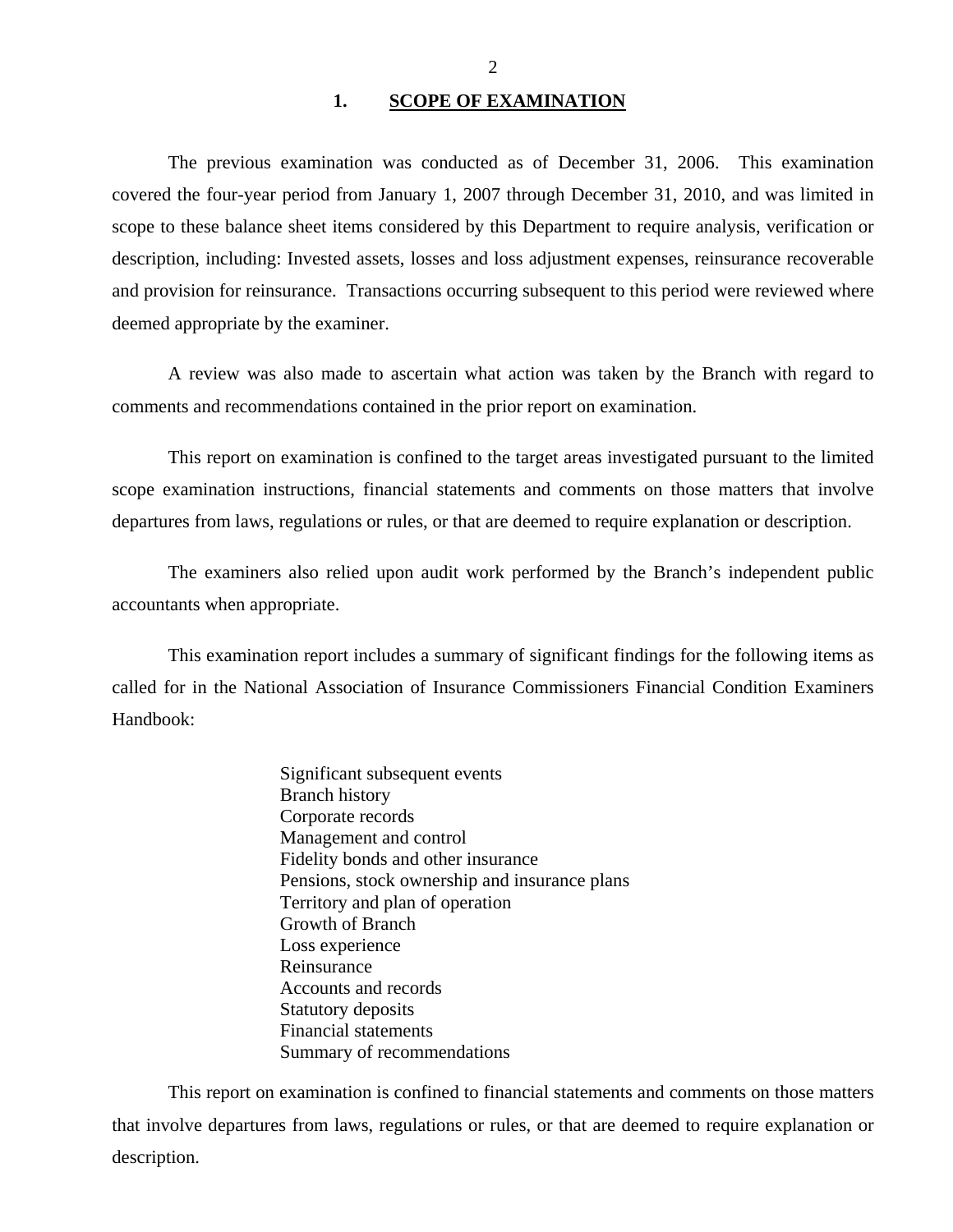## 1. SCOPE OF EXAMINATION

The previous examination was conducted as of December 31, 2006. This examination covered the four-year period from January 1, 2007 through December 31, 2010, and was limited in scope to these balance sheet items considered by this Department to require analysis, verification or description, including: Invested assets, losses and loss adjustment expenses, reinsurance recoverable and provision for reinsurance. Transactions occurring subsequent to this period were reviewed where deemed appropriate by the examiner.

A review was also made to ascertain what action was taken by the Branch with regard to comments and recommendations contained in the prior report on examination.

This report on examination is confined to the target areas investigated pursuant to the limited scope examination instructions, financial statements and comments on those matters that involve departures from laws, regulations or rules, or that are deemed to require explanation or description.

The examiners also relied upon audit work performed by the Branch's independent public accountants when appropriate.

This examination report includes a summary of significant findings for the following items as called for in the National Association of Insurance Commissioners Financial Condition Examiners Handbook:

- Significant subsequent events
- Branch history
- Corporate records
- Management and control
- Fidelity bonds and other insurance
- Pensions, stock ownership and insurance plans
- Territory and plan of operation
- Growth of Branch
- Loss experience
- Reinsurance
- Accounts and records
- Statutory deposits
- Financial statements
- Summary of recommendations

This report on examination is confined to financial statements and comments on those matters that involve departures from laws, regulations or rules, or that are deemed to require explanation or description.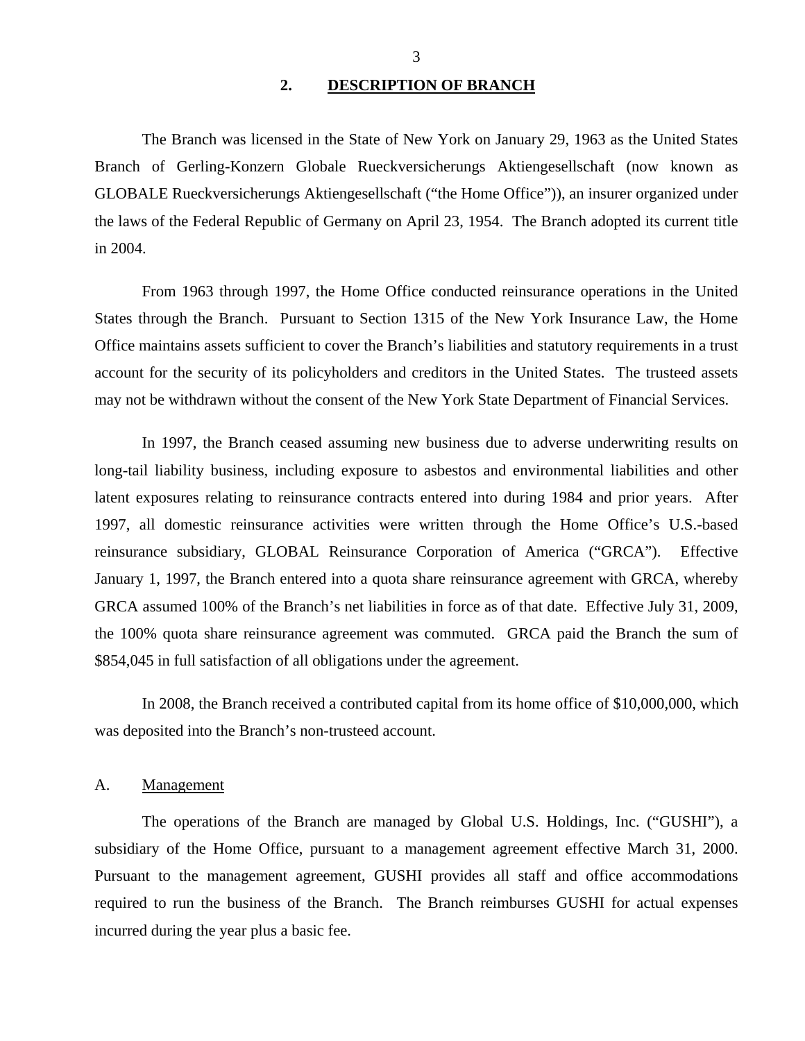## 2. DESCRIPTION OF BRANCH

The Branch was licensed in the State of New York on January 29, 1963 as the United States Branch of Gerling-Konzern Globale Rueckversicherungs Aktiengesellschaft (now known as GLOBALE Rueckversicherungs Aktiengesellschaft ("the Home Office")), an insurer organized under the laws of the Federal Republic of Germany on April 23, 1954. The Branch adopted its current title in 2004.

From 1963 through 1997, the Home Office conducted reinsurance operations in the United States through the Branch. Pursuant to Section 1315 of the New York Insurance Law, the Home Office maintains assets sufficient to cover the Branch's liabilities and statutory requirements in a trust account for the security of its policyholders and creditors in the United States. The trusteed assets may not be withdrawn without the consent of the New York State Department of Financial Services.

In 1997, the Branch ceased assuming new business due to adverse underwriting results on long-tail liability business, including exposure to asbestos and environmental liabilities and other latent exposures relating to reinsurance contracts entered into during 1984 and prior years. After 1997, all domestic reinsurance activities were written through the Home Office's U.S.-based reinsurance subsidiary, GLOBAL Reinsurance Corporation of America ("GRCA"). Effective January 1, 1997, the Branch entered into a quota share reinsurance agreement with GRCA, whereby GRCA assumed 100% of the Branch's net liabilities in force as of that date. Effective July 31, 2009, the 100% quota share reinsurance agreement was commuted. GRCA paid the Branch the sum of $854,045 in full satisfaction of all obligations under the agreement.

In 2008, the Branch received a contributed capital from its home office of $10,000,000, which was deposited into the Branch's non-trusteed account.

### A. Management

The operations of the Branch are managed by Global U.S. Holdings, Inc. ("GUSHI"), a subsidiary of the Home Office, pursuant to a management agreement effective March 31, 2000. Pursuant to the management agreement, GUSHI provides all staff and office accommodations required to run the business of the Branch. The Branch reimburses GUSHI for actual expenses incurred during the year plus a basic fee.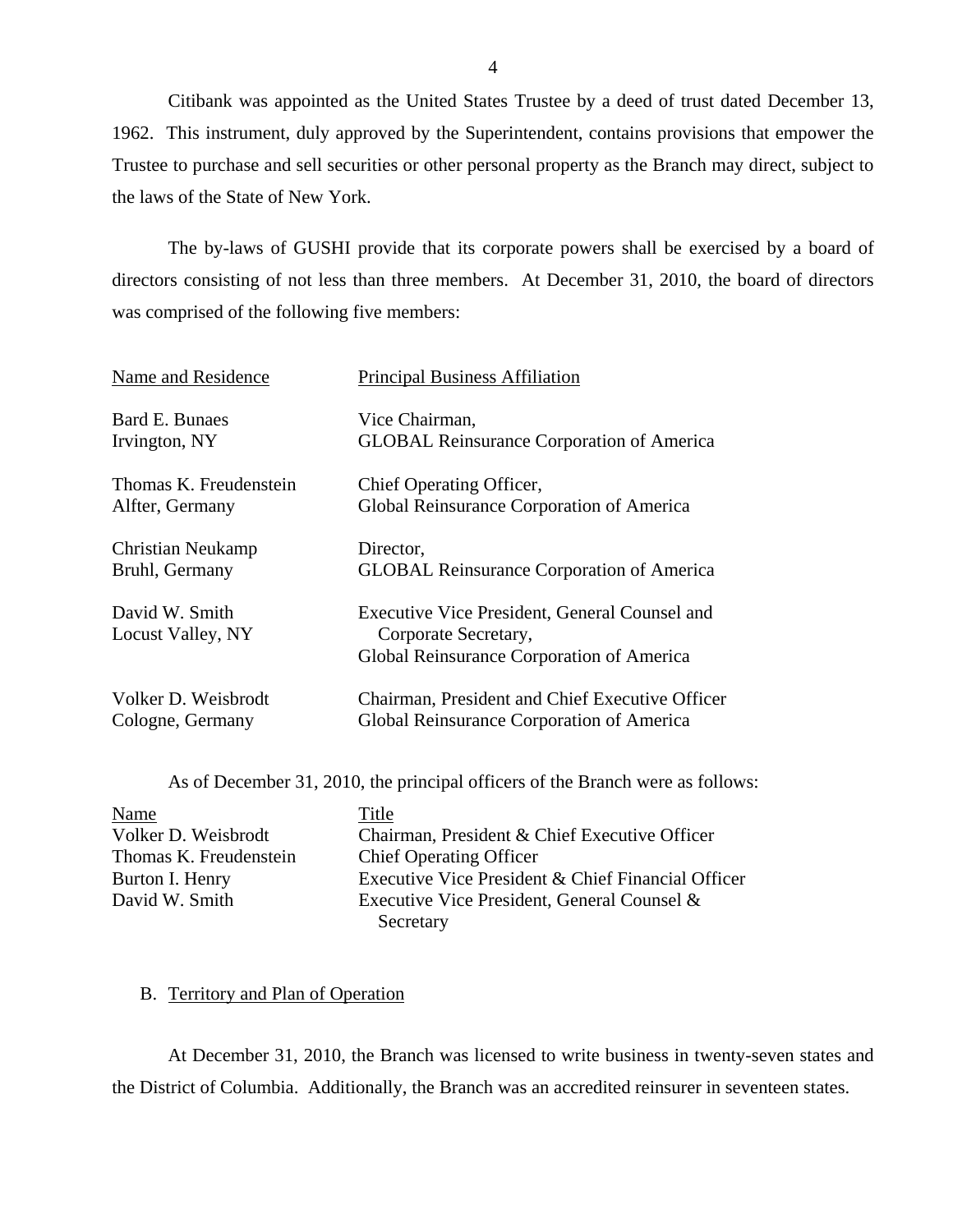Citibank was appointed as the United States Trustee by a deed of trust dated December 13, 1962. This instrument, duly approved by the Superintendent, contains provisions that empower the Trustee to purchase and sell securities or other personal property as the Branch may direct, subject to the laws of the State of New York.

The by-laws of GUSHI provide that its corporate powers shall be exercised by a board of directors consisting of not less than three members. At December 31, 2010, the board of directors was comprised of the following five members:

| Name and Residence | Principal Business Affiliation |
|---|---|
| Bard E. Bunaes<br>Irvington, NY | Vice Chairman,<br>GLOBAL Reinsurance Corporation of America |
| Thomas K. Freudenstein<br>Alfter, Germany | Chief Operating Officer,<br>Global Reinsurance Corporation of America |
| Christian Neukamp<br>Bruhl, Germany | Director,<br>GLOBAL Reinsurance Corporation of America |
| David W. Smith<br>Locust Valley, NY | Executive Vice President, General Counsel and Corporate Secretary,<br>Global Reinsurance Corporation of America |
| Volker D. Weisbrodt<br>Cologne, Germany | Chairman, President and Chief Executive Officer<br>Global Reinsurance Corporation of America |

As of December 31, 2010, the principal officers of the Branch were as follows:

| Name | Title |
|---|---|
| Volker D. Weisbrodt | Chairman, President & Chief Executive Officer |
| Thomas K. Freudenstein | Chief Operating Officer |
| Burton I. Henry | Executive Vice President & Chief Financial Officer |
| David W. Smith | Executive Vice President, General Counsel & Secretary |

## B. Territory and Plan of Operation

At December 31, 2010, the Branch was licensed to write business in twenty-seven states and the District of Columbia. Additionally, the Branch was an accredited reinsurer in seventeen states.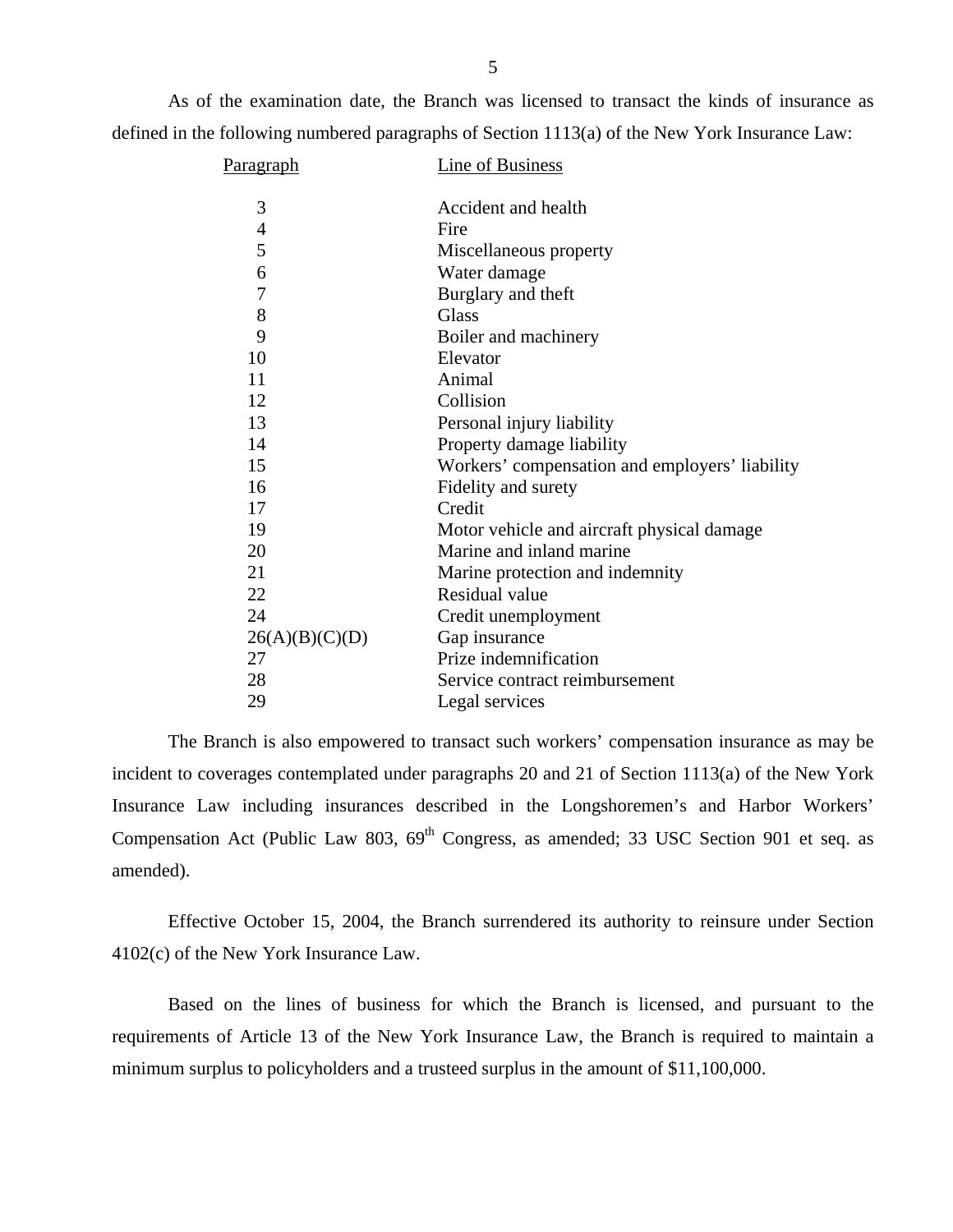As of the examination date, the Branch was licensed to transact the kinds of insurance as defined in the following numbered paragraphs of Section 1113(a) of the New York Insurance Law:

| Paragraph | Line of Business |
|---|---|
| 3 | Accident and health |
| 4 | Fire |
| 5 | Miscellaneous property |
| 6 | Water damage |
| 7 | Burglary and theft |
| 8 | Glass |
| 9 | Boiler and machinery |
| 10 | Elevator |
| 11 | Animal |
| 12 | Collision |
| 13 | Personal injury liability |
| 14 | Property damage liability |
| 15 | Workers' compensation and employers' liability |
| 16 | Fidelity and surety |
| 17 | Credit |
| 19 | Motor vehicle and aircraft physical damage |
| 20 | Marine and inland marine |
| 21 | Marine protection and indemnity |
| 22 | Residual value |
| 24 | Credit unemployment |
| 26(A)(B)(C)(D) | Gap insurance |
| 27 | Prize indemnification |
| 28 | Service contract reimbursement |
| 29 | Legal services |

The Branch is also empowered to transact such workers' compensation insurance as may be incident to coverages contemplated under paragraphs 20 and 21 of Section 1113(a) of the New York Insurance Law including insurances described in the Longshoremen's and Harbor Workers' Compensation Act (Public Law 803, 69th Congress, as amended; 33 USC Section 901 et seq. as amended).

Effective October 15, 2004, the Branch surrendered its authority to reinsure under Section 4102(c) of the New York Insurance Law.

Based on the lines of business for which the Branch is licensed, and pursuant to the requirements of Article 13 of the New York Insurance Law, the Branch is required to maintain a minimum surplus to policyholders and a trusteed surplus in the amount of $11,100,000.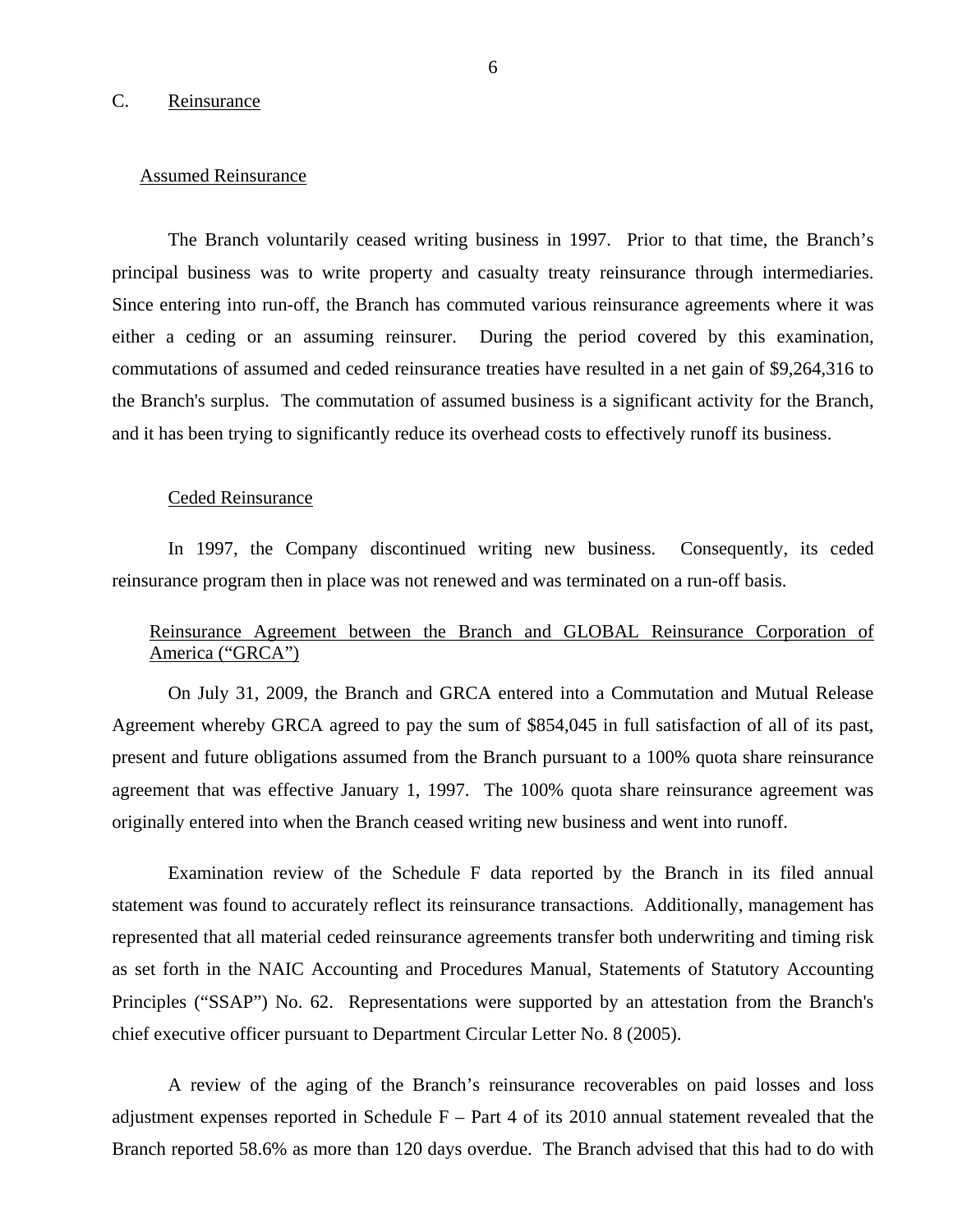## C. Reinsurance

### Assumed Reinsurance

The Branch voluntarily ceased writing business in 1997. Prior to that time, the Branch's principal business was to write property and casualty treaty reinsurance through intermediaries. Since entering into run-off, the Branch has commuted various reinsurance agreements where it was either a ceding or an assuming reinsurer. During the period covered by this examination, commutations of assumed and ceded reinsurance treaties have resulted in a net gain of $9,264,316 to the Branch's surplus. The commutation of assumed business is a significant activity for the Branch, and it has been trying to significantly reduce its overhead costs to effectively runoff its business.

### Ceded Reinsurance

In 1997, the Company discontinued writing new business. Consequently, its ceded reinsurance program then in place was not renewed and was terminated on a run-off basis.

#### Reinsurance Agreement between the Branch and GLOBAL Reinsurance Corporation of America ("GRCA")

On July 31, 2009, the Branch and GRCA entered into a Commutation and Mutual Release Agreement whereby GRCA agreed to pay the sum of $854,045 in full satisfaction of all of its past, present and future obligations assumed from the Branch pursuant to a 100% quota share reinsurance agreement that was effective January 1, 1997. The 100% quota share reinsurance agreement was originally entered into when the Branch ceased writing new business and went into runoff.

Examination review of the Schedule F data reported by the Branch in its filed annual statement was found to accurately reflect its reinsurance transactions. Additionally, management has represented that all material ceded reinsurance agreements transfer both underwriting and timing risk as set forth in the NAIC Accounting and Procedures Manual, Statements of Statutory Accounting Principles ("SSAP") No. 62. Representations were supported by an attestation from the Branch's chief executive officer pursuant to Department Circular Letter No. 8 (2005).

A review of the aging of the Branch's reinsurance recoverables on paid losses and loss adjustment expenses reported in Schedule F – Part 4 of its 2010 annual statement revealed that the Branch reported 58.6% as more than 120 days overdue. The Branch advised that this had to do with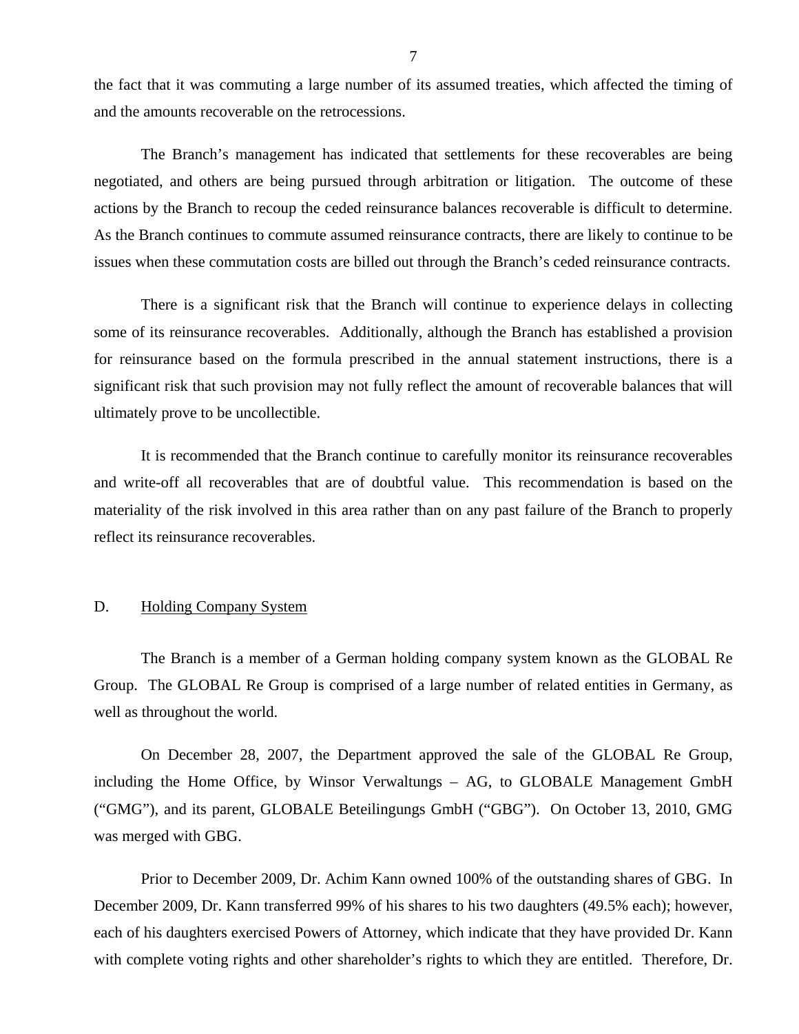the fact that it was commuting a large number of its assumed treaties, which affected the timing of and the amounts recoverable on the retrocessions.

The Branch's management has indicated that settlements for these recoverables are being negotiated, and others are being pursued through arbitration or litigation. The outcome of these actions by the Branch to recoup the ceded reinsurance balances recoverable is difficult to determine. As the Branch continues to commute assumed reinsurance contracts, there are likely to continue to be issues when these commutation costs are billed out through the Branch's ceded reinsurance contracts.

There is a significant risk that the Branch will continue to experience delays in collecting some of its reinsurance recoverables. Additionally, although the Branch has established a provision for reinsurance based on the formula prescribed in the annual statement instructions, there is a significant risk that such provision may not fully reflect the amount of recoverable balances that will ultimately prove to be uncollectible.

It is recommended that the Branch continue to carefully monitor its reinsurance recoverables and write-off all recoverables that are of doubtful value. This recommendation is based on the materiality of the risk involved in this area rather than on any past failure of the Branch to properly reflect its reinsurance recoverables.

## D. Holding Company System

The Branch is a member of a German holding company system known as the GLOBAL Re Group. The GLOBAL Re Group is comprised of a large number of related entities in Germany, as well as throughout the world.

On December 28, 2007, the Department approved the sale of the GLOBAL Re Group, including the Home Office, by Winsor Verwaltungs – AG, to GLOBALE Management GmbH ("GMG"), and its parent, GLOBALE Beteilingungs GmbH ("GBG"). On October 13, 2010, GMG was merged with GBG.

Prior to December 2009, Dr. Achim Kann owned 100% of the outstanding shares of GBG. In December 2009, Dr. Kann transferred 99% of his shares to his two daughters (49.5% each); however, each of his daughters exercised Powers of Attorney, which indicate that they have provided Dr. Kann with complete voting rights and other shareholder's rights to which they are entitled. Therefore, Dr.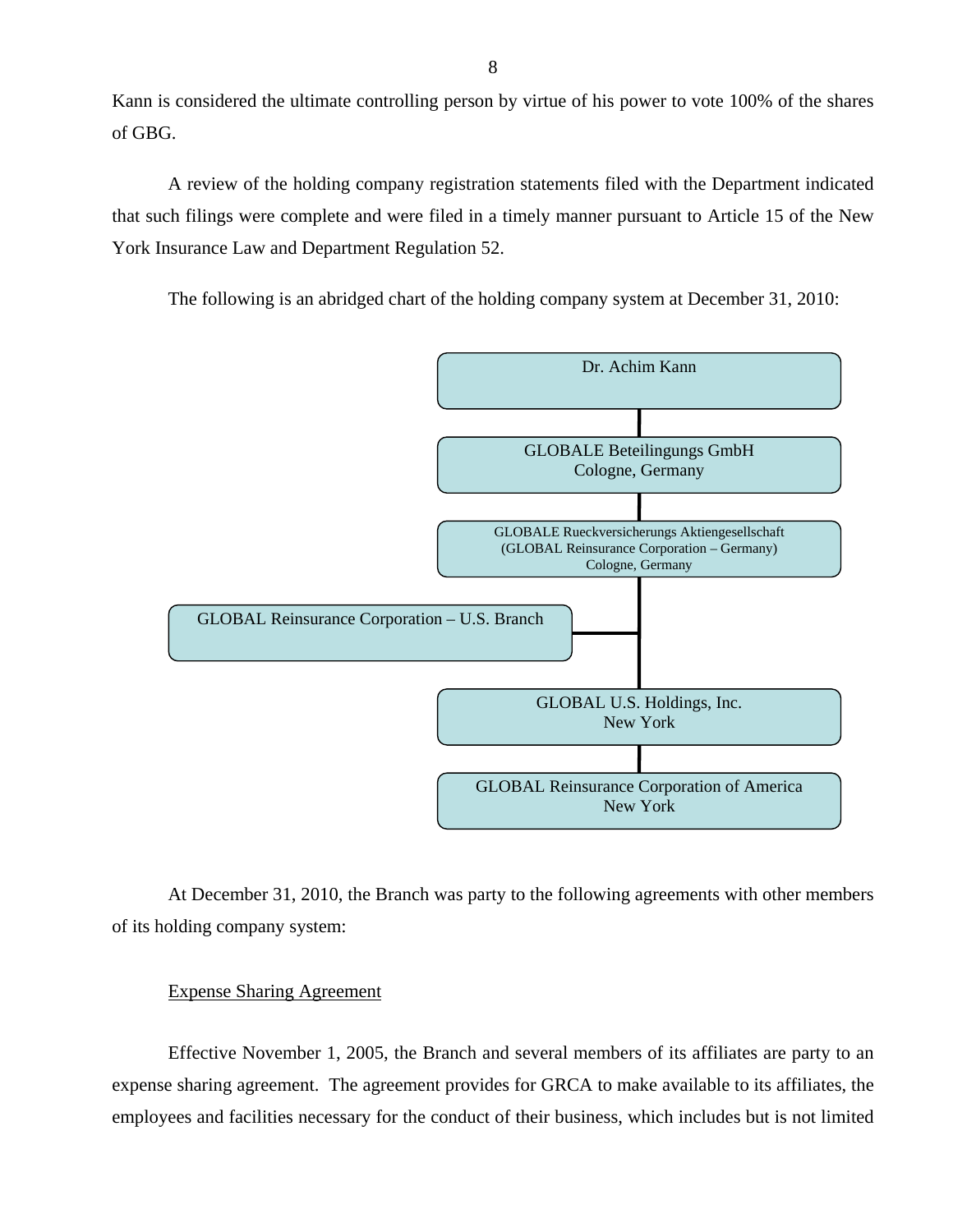Kann is considered the ultimate controlling person by virtue of his power to vote 100% of the shares of GBG.

A review of the holding company registration statements filed with the Department indicated that such filings were complete and were filed in a timely manner pursuant to Article 15 of the New York Insurance Law and Department Regulation 52.

The following is an abridged chart of the holding company system at December 31, 2010:

- Dr. Achim Kann
  - GLOBALE Beteilingungs GmbH, Cologne, Germany
    - GLOBALE Rueckversicherungs Aktiengesellschaft (GLOBAL Reinsurance Corporation – Germany), Cologne, Germany
      - GLOBAL Reinsurance Corporation – U.S. Branch
      - GLOBAL U.S. Holdings, Inc., New York
        - GLOBAL Reinsurance Corporation of America, New York

At December 31, 2010, the Branch was party to the following agreements with other members of its holding company system:

Expense Sharing Agreement

Effective November 1, 2005, the Branch and several members of its affiliates are party to an expense sharing agreement. The agreement provides for GRCA to make available to its affiliates, the employees and facilities necessary for the conduct of their business, which includes but is not limited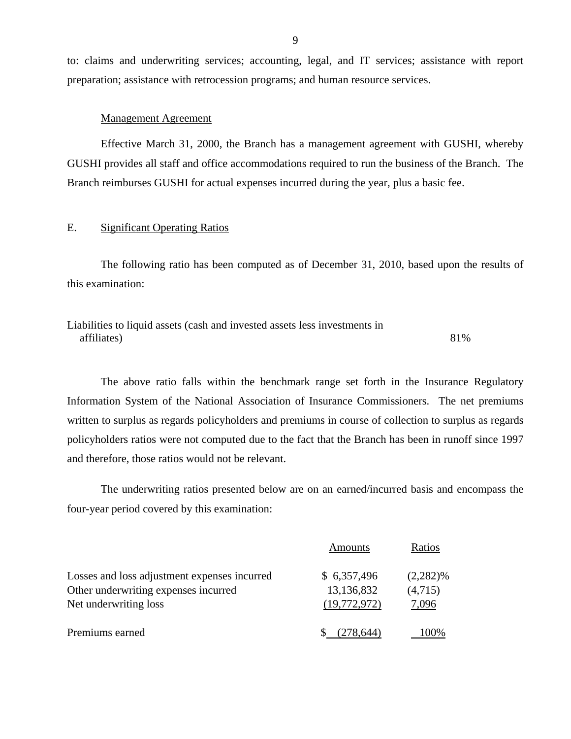to: claims and underwriting services; accounting, legal, and IT services; assistance with report preparation; assistance with retrocession programs; and human resource services.

Management Agreement

Effective March 31, 2000, the Branch has a management agreement with GUSHI, whereby GUSHI provides all staff and office accommodations required to run the business of the Branch. The Branch reimburses GUSHI for actual expenses incurred during the year, plus a basic fee.

## E. Significant Operating Ratios

The following ratio has been computed as of December 31, 2010, based upon the results of this examination:

| | |
|---|---|
| Liabilities to liquid assets (cash and invested assets less investments in affiliates) | 81% |

The above ratio falls within the benchmark range set forth in the Insurance Regulatory Information System of the National Association of Insurance Commissioners. The net premiums written to surplus as regards policyholders and premiums in course of collection to surplus as regards policyholders ratios were not computed due to the fact that the Branch has been in runoff since 1997 and therefore, those ratios would not be relevant.

The underwriting ratios presented below are on an earned/incurred basis and encompass the four-year period covered by this examination:

| | Amounts | Ratios |
|---|---|---|
| Losses and loss adjustment expenses incurred | $ 6,357,496 | (2,282)% |
| Other underwriting expenses incurred | 13,136,832 | (4,715) |
| Net underwriting loss | (19,772,972) | 7,096 |
| Premiums earned | $ (278,644) | 100% |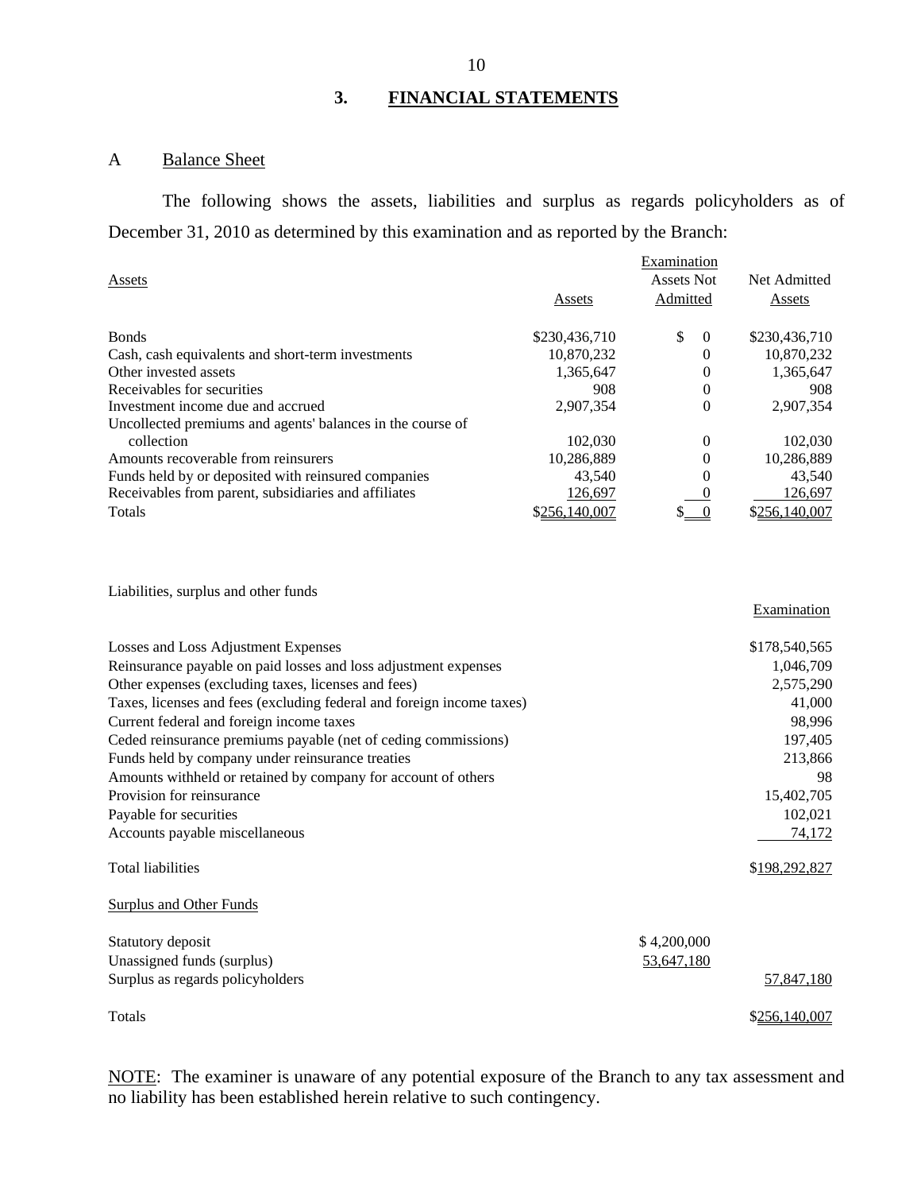## 3. FINANCIAL STATEMENTS

### A Balance Sheet

The following shows the assets, liabilities and surplus as regards policyholders as of December 31, 2010 as determined by this examination and as reported by the Branch:

| Assets | Assets | Examination Assets Not Admitted | Net Admitted Assets |
|---|---|---|---|
| Bonds | $230,436,710 | $ 0 | $230,436,710 |
| Cash, cash equivalents and short-term investments | 10,870,232 | 0 | 10,870,232 |
| Other invested assets | 1,365,647 | 0 | 1,365,647 |
| Receivables for securities | 908 | 0 | 908 |
| Investment income due and accrued | 2,907,354 | 0 | 2,907,354 |
| Uncollected premiums and agents' balances in the course of collection | 102,030 | 0 | 102,030 |
| Amounts recoverable from reinsurers | 10,286,889 | 0 | 10,286,889 |
| Funds held by or deposited with reinsured companies | 43,540 | 0 | 43,540 |
| Receivables from parent, subsidiaries and affiliates | 126,697 | 0 | 126,697 |
| Totals | $256,140,007 | $ 0 | $256,140,007 |

| Liabilities, surplus and other funds | | Examination |
|---|---|---|
| Losses and Loss Adjustment Expenses | | $178,540,565 |
| Reinsurance payable on paid losses and loss adjustment expenses | | 1,046,709 |
| Other expenses (excluding taxes, licenses and fees) | | 2,575,290 |
| Taxes, licenses and fees (excluding federal and foreign income taxes) | | 41,000 |
| Current federal and foreign income taxes | | 98,996 |
| Ceded reinsurance premiums payable (net of ceding commissions) | | 197,405 |
| Funds held by company under reinsurance treaties | | 213,866 |
| Amounts withheld or retained by company for account of others | | 98 |
| Provision for reinsurance | | 15,402,705 |
| Payable for securities | | 102,021 |
| Accounts payable miscellaneous | | 74,172 |
| Total liabilities | | $198,292,827 |
| Surplus and Other Funds | | |
| Statutory deposit | $ 4,200,000 | |
| Unassigned funds (surplus) | 53,647,180 | |
| Surplus as regards policyholders | | 57,847,180 |
| Totals | | $256,140,007 |

NOTE: The examiner is unaware of any potential exposure of the Branch to any tax assessment and no liability has been established herein relative to such contingency.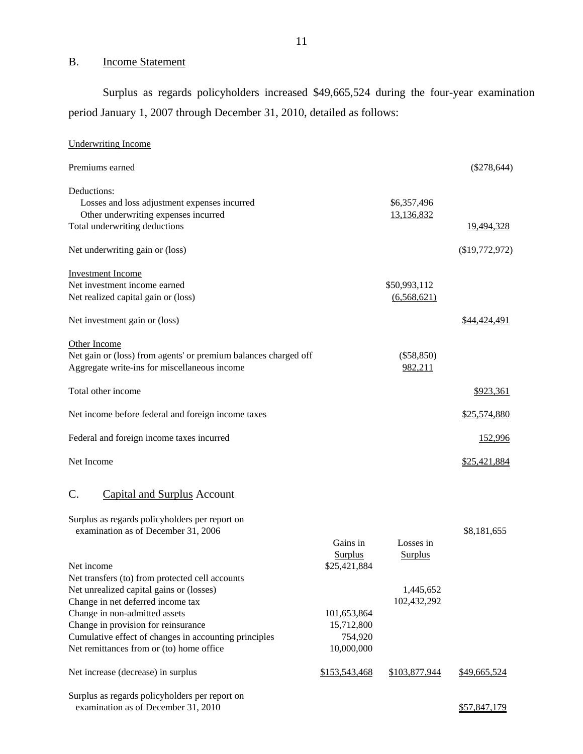## B. Income Statement

Surplus as regards policyholders increased $49,665,524 during the four-year examination period January 1, 2007 through December 31, 2010, detailed as follows:

| | | |
|---|---|---|
| Underwriting Income | | |
| Premiums earned | | ($278,644) |
| Deductions: | | |
| Losses and loss adjustment expenses incurred | $6,357,496 | |
| Other underwriting expenses incurred | 13,136,832 | |
| Total underwriting deductions | | 19,494,328 |
| Net underwriting gain or (loss) | | ($19,772,972) |
| Investment Income | | |
| Net investment income earned | $50,993,112 | |
| Net realized capital gain or (loss) | (6,568,621) | |
| Net investment gain or (loss) | | $44,424,491 |
| Other Income | | |
| Net gain or (loss) from agents' or premium balances charged off | ($58,850) | |
| Aggregate write-ins for miscellaneous income | 982,211 | |
| Total other income | | $923,361 |
| Net income before federal and foreign income taxes | | $25,574,880 |
| Federal and foreign income taxes incurred | | 152,996 |
| Net Income | | $25,421,884 |

## C. Capital and Surplus Account

| | Gains in Surplus | Losses in Surplus | |
|---|---|---|---|
| Surplus as regards policyholders per report on examination as of December 31, 2006 | | | $8,181,655 |
| Net income | $25,421,884 | | |
| Net transfers (to) from protected cell accounts | | | |
| Net unrealized capital gains or (losses) | | 1,445,652 | |
| Change in net deferred income tax | | 102,432,292 | |
| Change in non-admitted assets | 101,653,864 | | |
| Change in provision for reinsurance | 15,712,800 | | |
| Cumulative effect of changes in accounting principles | 754,920 | | |
| Net remittances from or (to) home office | 10,000,000 | | |
| Net increase (decrease) in surplus | $153,543,468 | $103,877,944 | $49,665,524 |
| Surplus as regards policyholders per report on examination as of December 31, 2010 | | | $57,847,179 |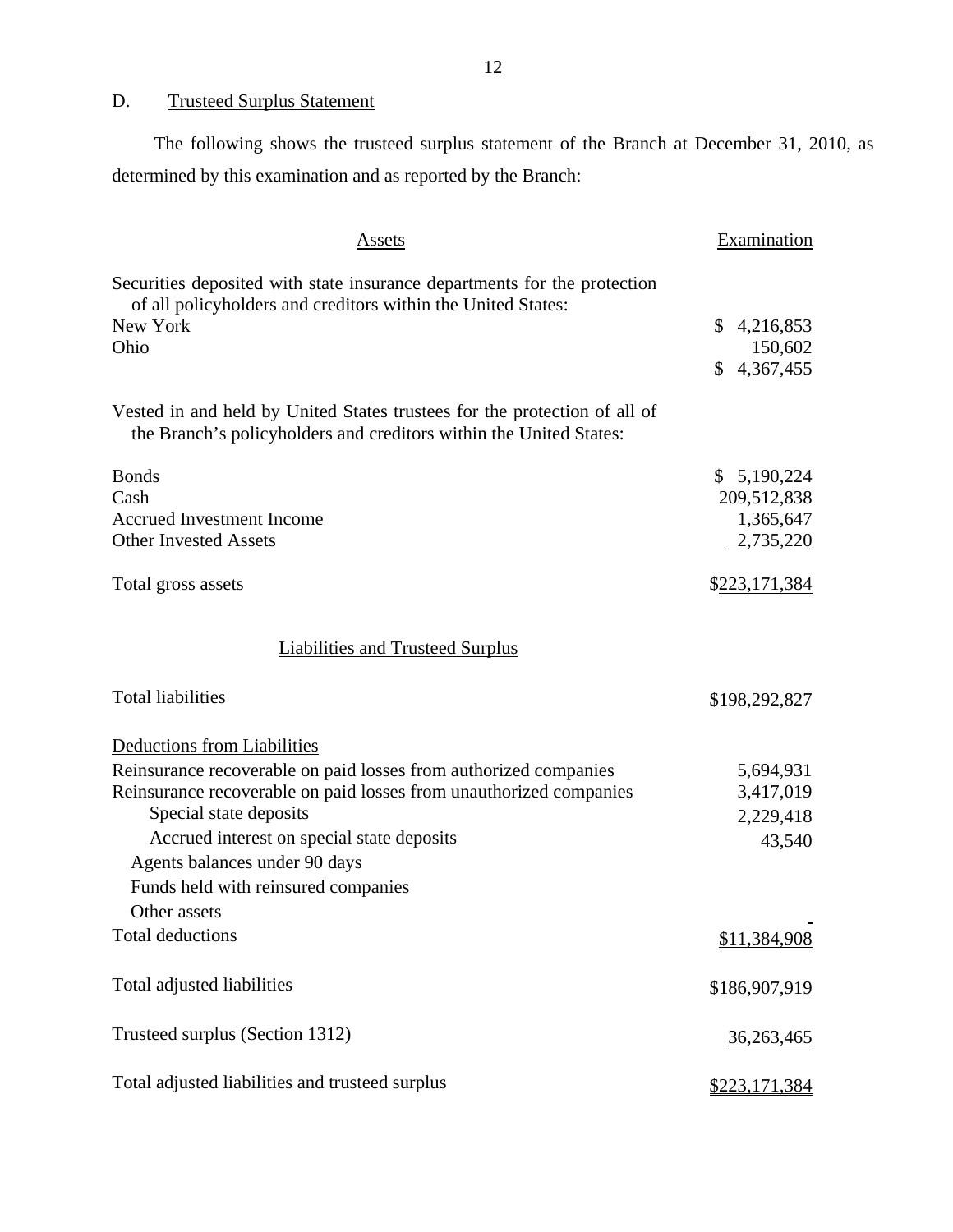## D. Trusteed Surplus Statement

The following shows the trusteed surplus statement of the Branch at December 31, 2010, as determined by this examination and as reported by the Branch:

| Assets | Examination |
|---|---|
| Securities deposited with state insurance departments for the protection of all policyholders and creditors within the United States: | |
| New York | $ 4,216,853 |
| Ohio | 150,602 |
| | $ 4,367,455 |
| Vested in and held by United States trustees for the protection of all of the Branch's policyholders and creditors within the United States: | |
| Bonds | $ 5,190,224 |
| Cash | 209,512,838 |
| Accrued Investment Income | 1,365,647 |
| Other Invested Assets | 2,735,220 |
| Total gross assets | $223,171,384 |

| Liabilities and Trusteed Surplus | |
|---|---|
| Total liabilities | $198,292,827 |
| Deductions from Liabilities | |
| Reinsurance recoverable on paid losses from authorized companies | 5,694,931 |
| Reinsurance recoverable on paid losses from unauthorized companies | 3,417,019 |
| Special state deposits | 2,229,418 |
| Accrued interest on special state deposits | 43,540 |
| Agents balances under 90 days | |
| Funds held with reinsured companies | |
| Other assets | - |
| Total deductions | $11,384,908 |
| Total adjusted liabilities | $186,907,919 |
| Trusteed surplus (Section 1312) | 36,263,465 |
| Total adjusted liabilities and trusteed surplus | $223,171,384 |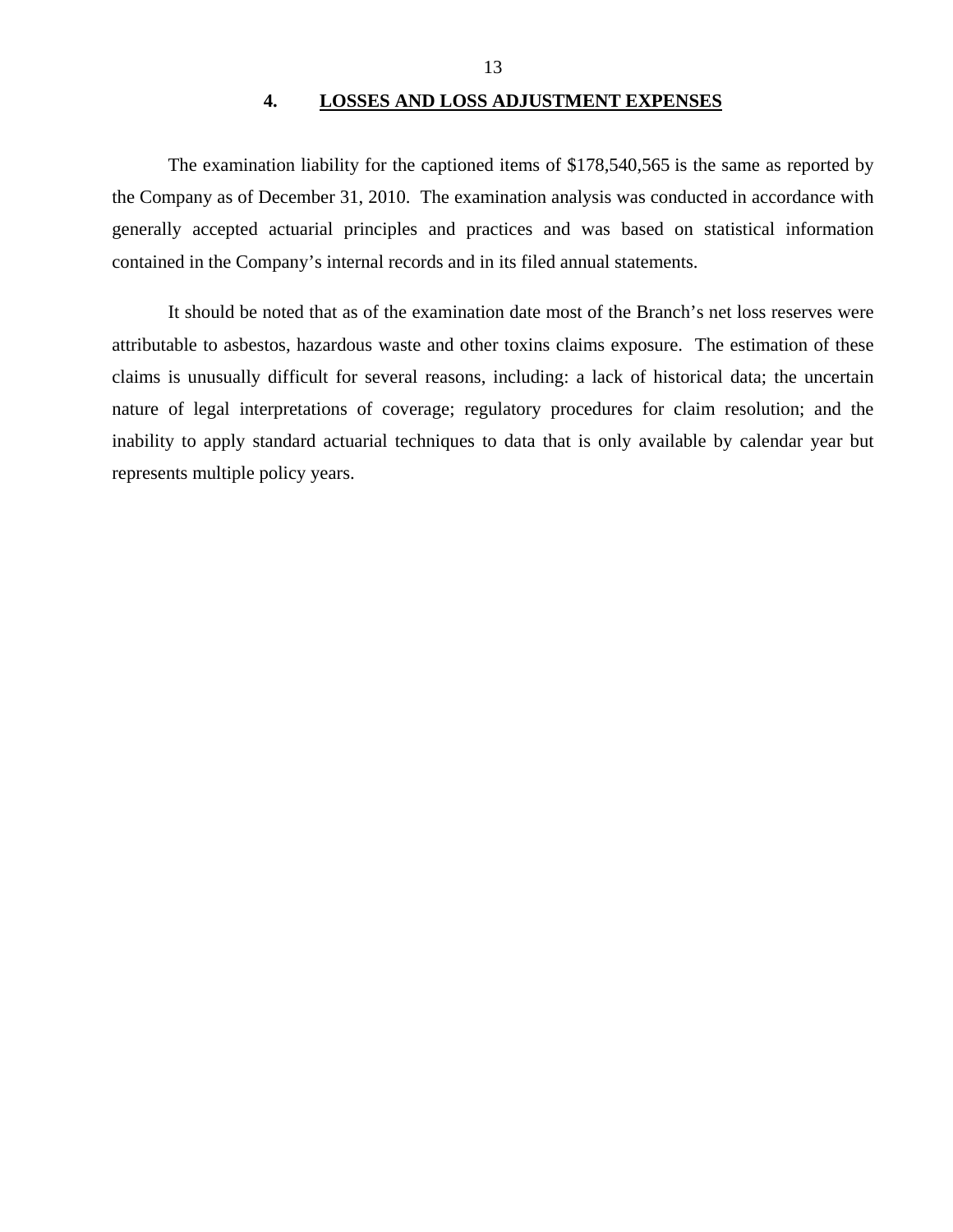## 4. LOSSES AND LOSS ADJUSTMENT EXPENSES

The examination liability for the captioned items of $178,540,565 is the same as reported by the Company as of December 31, 2010. The examination analysis was conducted in accordance with generally accepted actuarial principles and practices and was based on statistical information contained in the Company's internal records and in its filed annual statements.

It should be noted that as of the examination date most of the Branch's net loss reserves were attributable to asbestos, hazardous waste and other toxins claims exposure. The estimation of these claims is unusually difficult for several reasons, including: a lack of historical data; the uncertain nature of legal interpretations of coverage; regulatory procedures for claim resolution; and the inability to apply standard actuarial techniques to data that is only available by calendar year but represents multiple policy years.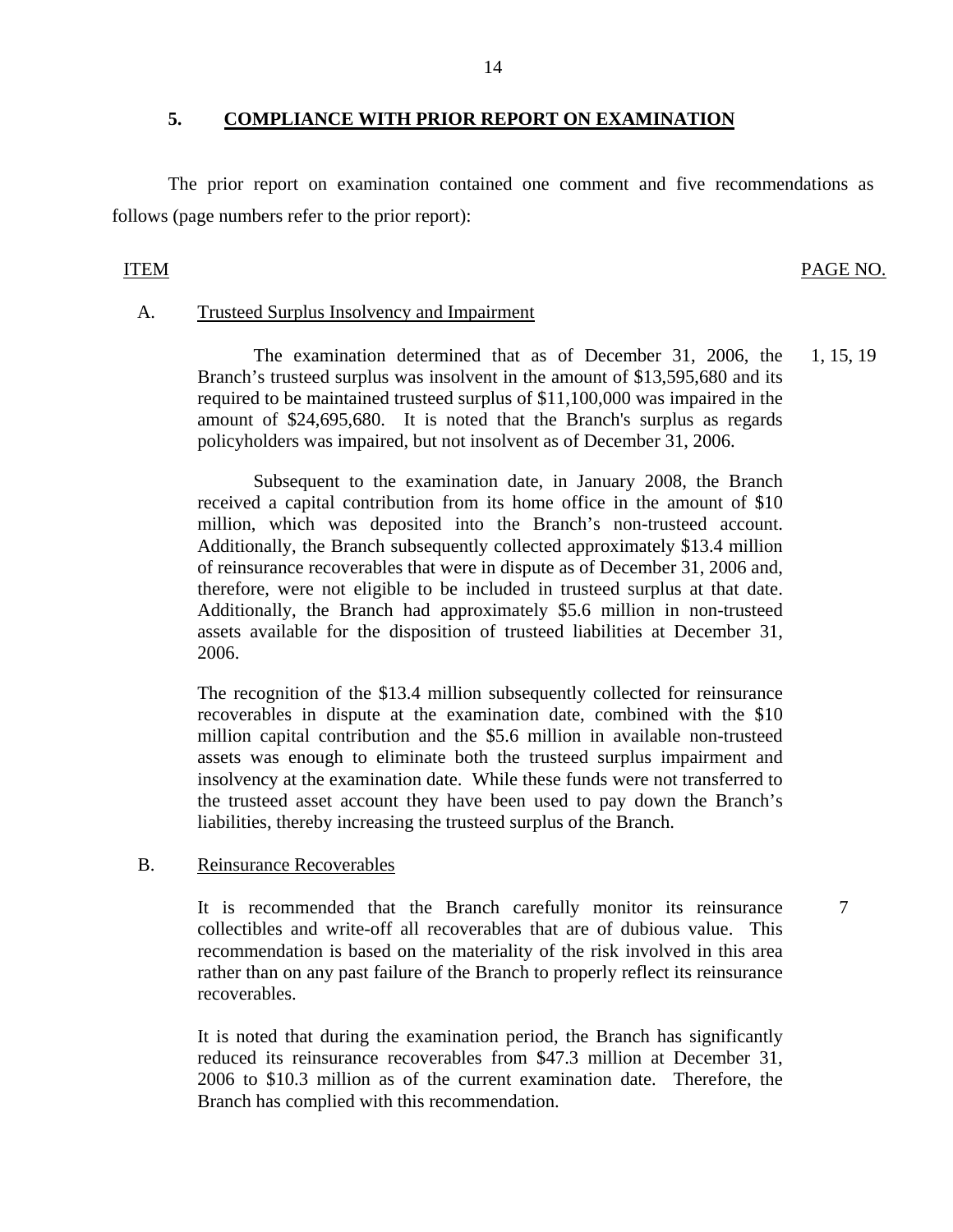## 5. COMPLIANCE WITH PRIOR REPORT ON EXAMINATION

The prior report on examination contained one comment and five recommendations as follows (page numbers refer to the prior report):

| ITEM | | PAGE NO. |
|---|---|---|
| A. | Trusteed Surplus Insolvency and Impairment | |
| | The examination determined that as of December 31, 2006, the Branch's trusteed surplus was insolvent in the amount of $13,595,680 and its required to be maintained trusteed surplus of $11,100,000 was impaired in the amount of $24,695,680. It is noted that the Branch's surplus as regards policyholders was impaired, but not insolvent as of December 31, 2006. | 1, 15, 19 |
| | Subsequent to the examination date, in January 2008, the Branch received a capital contribution from its home office in the amount of $10 million, which was deposited into the Branch's non-trusteed account. Additionally, the Branch subsequently collected approximately $13.4 million of reinsurance recoverables that were in dispute as of December 31, 2006 and, therefore, were not eligible to be included in trusteed surplus at that date. Additionally, the Branch had approximately $5.6 million in non-trusteed assets available for the disposition of trusteed liabilities at December 31, 2006. | |
| | The recognition of the $13.4 million subsequently collected for reinsurance recoverables in dispute at the examination date, combined with the $10 million capital contribution and the $5.6 million in available non-trusteed assets was enough to eliminate both the trusteed surplus impairment and insolvency at the examination date. While these funds were not transferred to the trusteed asset account they have been used to pay down the Branch's liabilities, thereby increasing the trusteed surplus of the Branch. | |
| B. | Reinsurance Recoverables | |
| | It is recommended that the Branch carefully monitor its reinsurance collectibles and write-off all recoverables that are of dubious value. This recommendation is based on the materiality of the risk involved in this area rather than on any past failure of the Branch to properly reflect its reinsurance recoverables. | 7 |
| | It is noted that during the examination period, the Branch has significantly reduced its reinsurance recoverables from $47.3 million at December 31, 2006 to $10.3 million as of the current examination date. Therefore, the Branch has complied with this recommendation. | |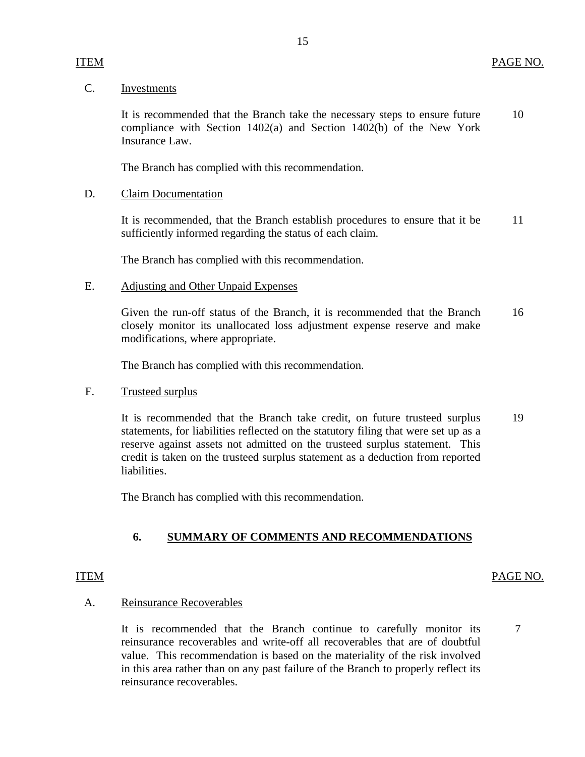| ITEM | | PAGE NO. |
|---|---|---|
| C. | Investments | |
| | It is recommended that the Branch take the necessary steps to ensure future compliance with Section 1402(a) and Section 1402(b) of the New York Insurance Law. | 10 |
| | The Branch has complied with this recommendation. | |
| D. | Claim Documentation | |
| | It is recommended, that the Branch establish procedures to ensure that it be sufficiently informed regarding the status of each claim. | 11 |
| | The Branch has complied with this recommendation. | |
| E. | Adjusting and Other Unpaid Expenses | |
| | Given the run-off status of the Branch, it is recommended that the Branch closely monitor its unallocated loss adjustment expense reserve and make modifications, where appropriate. | 16 |
| | The Branch has complied with this recommendation. | |
| F. | Trusteed surplus | |
| | It is recommended that the Branch take credit, on future trusteed surplus statements, for liabilities reflected on the statutory filing that were set up as a reserve against assets not admitted on the trusteed surplus statement. This credit is taken on the trusteed surplus statement as a deduction from reported liabilities. | 19 |
| | The Branch has complied with this recommendation. | |

## 6. SUMMARY OF COMMENTS AND RECOMMENDATIONS

| ITEM | | PAGE NO. |
|---|---|---|
| A. | Reinsurance Recoverables | |
| | It is recommended that the Branch continue to carefully monitor its reinsurance recoverables and write-off all recoverables that are of doubtful value. This recommendation is based on the materiality of the risk involved in this area rather than on any past failure of the Branch to properly reflect its reinsurance recoverables. | 7 |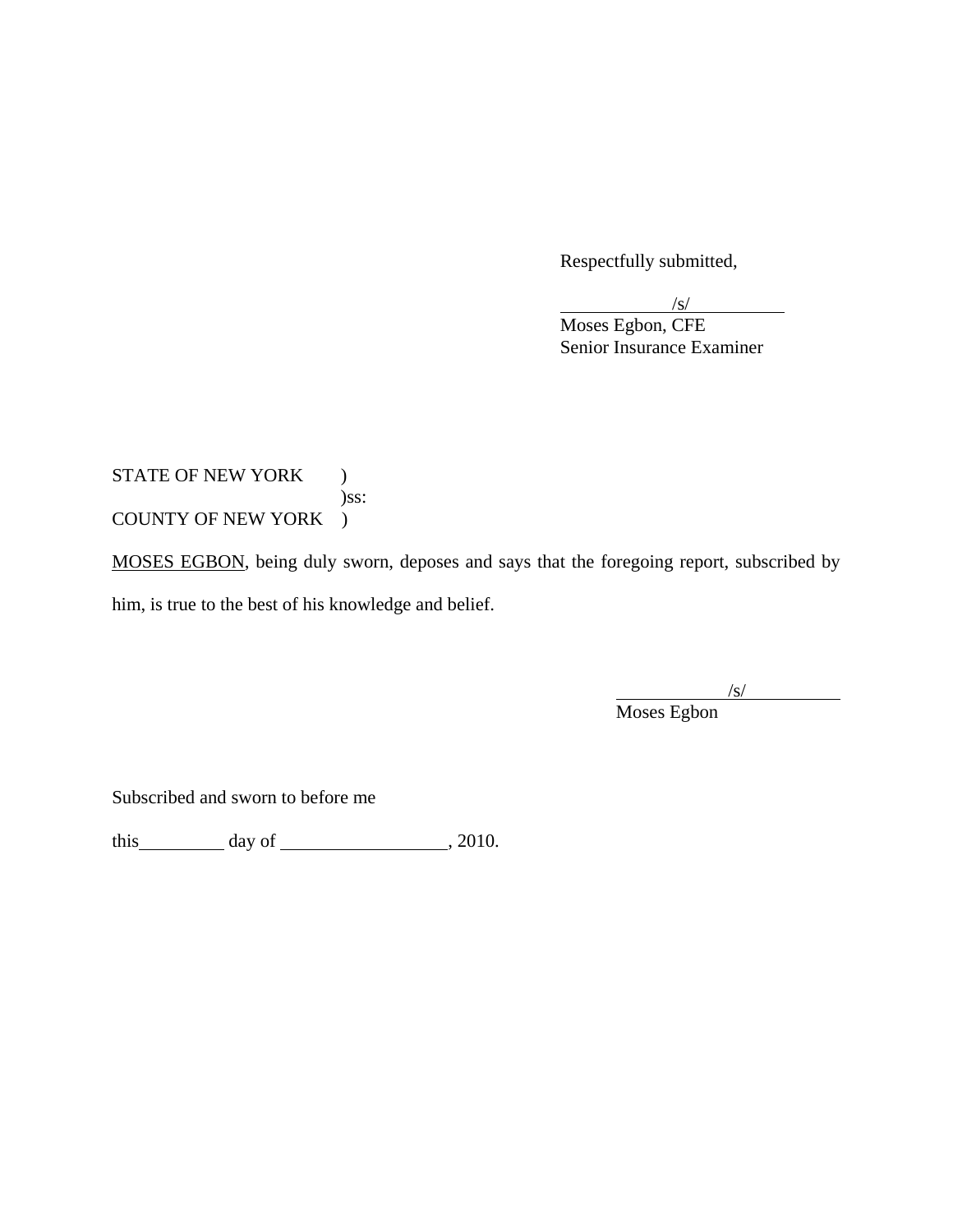Respectfully submitted,

_____________/s/_____________
Moses Egbon, CFE
Senior Insurance Examiner

STATE OF NEW YORK )
)ss:
COUNTY OF NEW YORK )

MOSES EGBON, being duly sworn, deposes and says that the foregoing report, subscribed by him, is true to the best of his knowledge and belief.

_____________/s/_____________
Moses Egbon

Subscribed and sworn to before me

this__________ day of ___________________, 2010.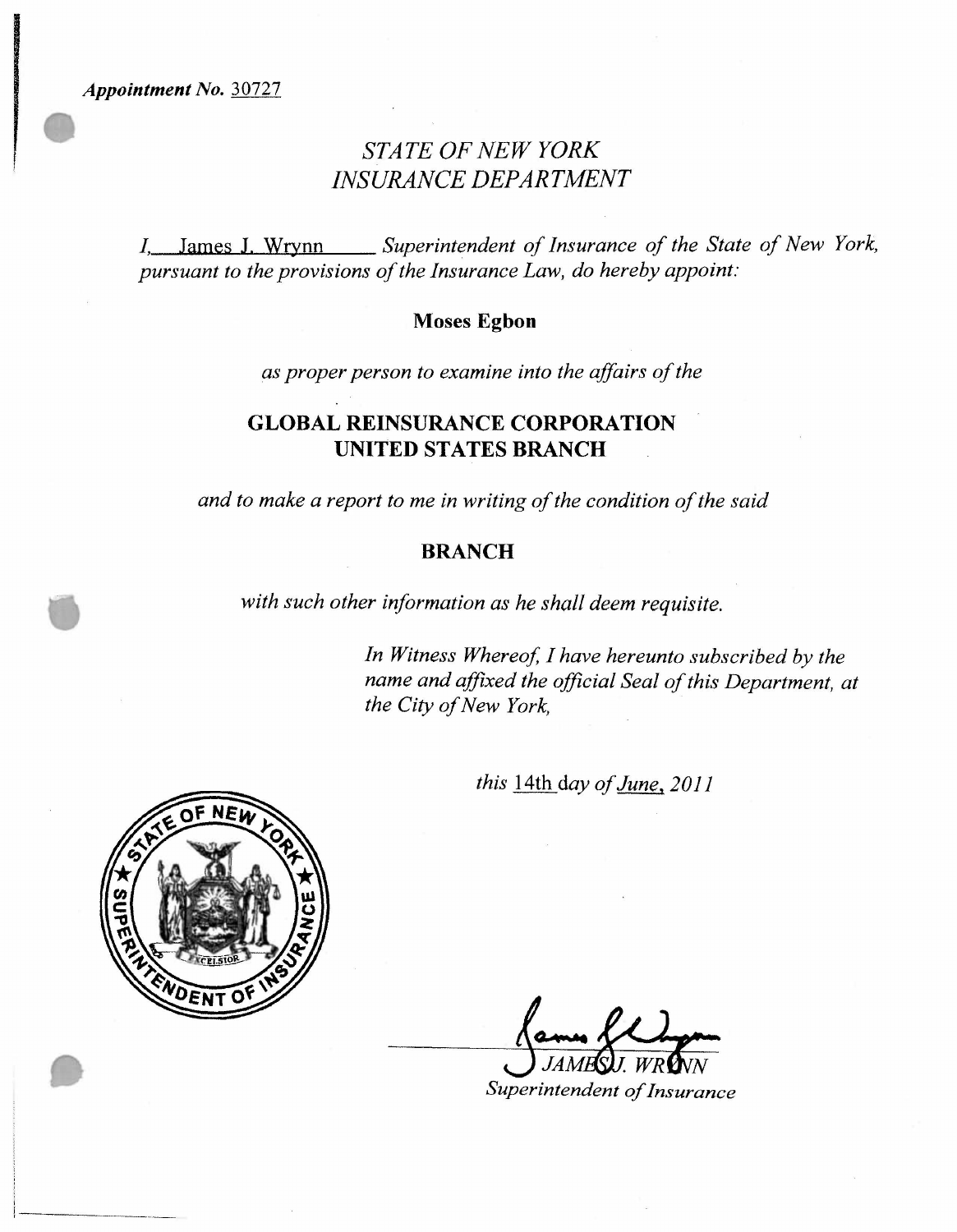*Appointment No.* 30727

## *STATE OF NEW YORK*
## *INSURANCE DEPARTMENT*

*I,* James J. Wrynn *Superintendent of Insurance of the State of New York, pursuant to the provisions of the Insurance Law, do hereby appoint:*

**Moses Egbon**

*as proper person to examine into the affairs of the*

**GLOBAL REINSURANCE CORPORATION**
**UNITED STATES BRANCH**

*and to make a report to me in writing of the condition of the said*

**BRANCH**

*with such other information as he shall deem requisite.*

*In Witness Whereof, I have hereunto subscribed by the name and affixed the official Seal of this Department, at the City of New York,*

*this* 14th *day of June, 2011*

STATE OF NEW YORK ★ SUPERINTENDENT OF INSURANCE ★ EXCELSIOR

*JAMES J. WRYNN*
*Superintendent of Insurance*